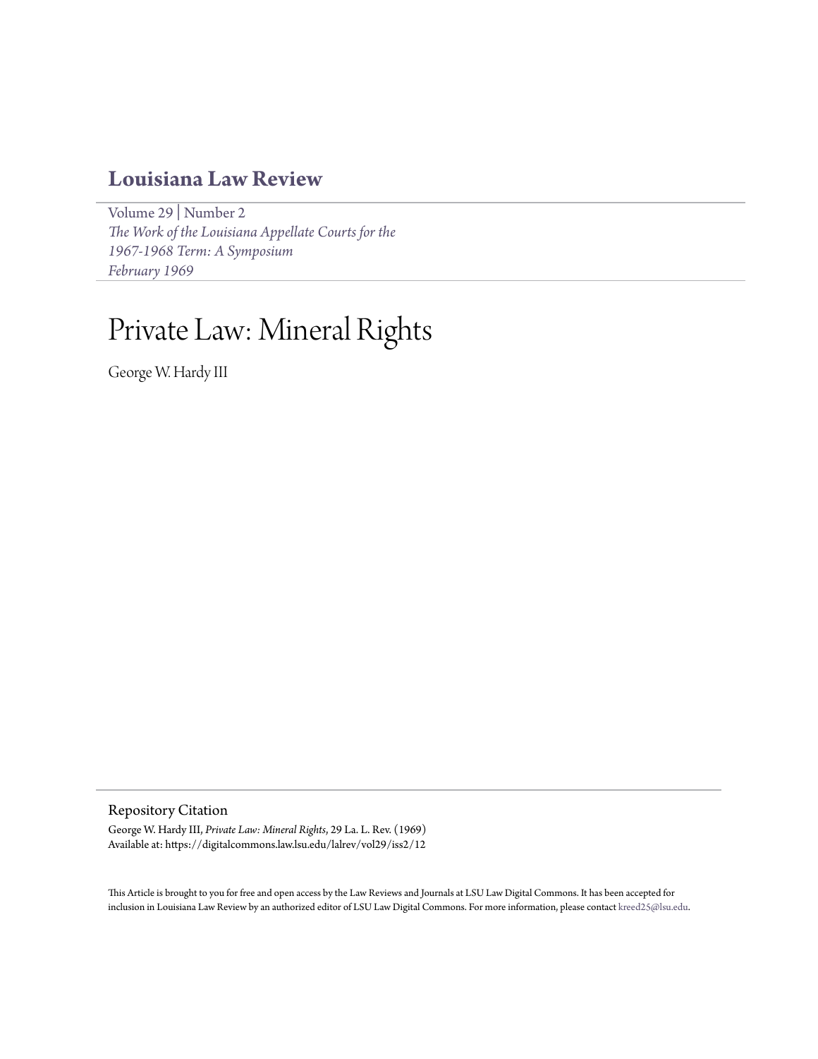# Louisiana Law Review

Volume 29 | Number 2
*The Work of the Louisiana Appellate Courts for the 1967-1968 Term: A Symposium*
*February 1969*

# Private Law: Mineral Rights

George W. Hardy III

## Repository Citation

George W. Hardy III, *Private Law: Mineral Rights*, 29 La. L. Rev. (1969)
Available at: https://digitalcommons.law.lsu.edu/lalrev/vol29/iss2/12

This Article is brought to you for free and open access by the Law Reviews and Journals at LSU Law Digital Commons. It has been accepted for inclusion in Louisiana Law Review by an authorized editor of LSU Law Digital Commons. For more information, please contact kreed25@lsu.edu.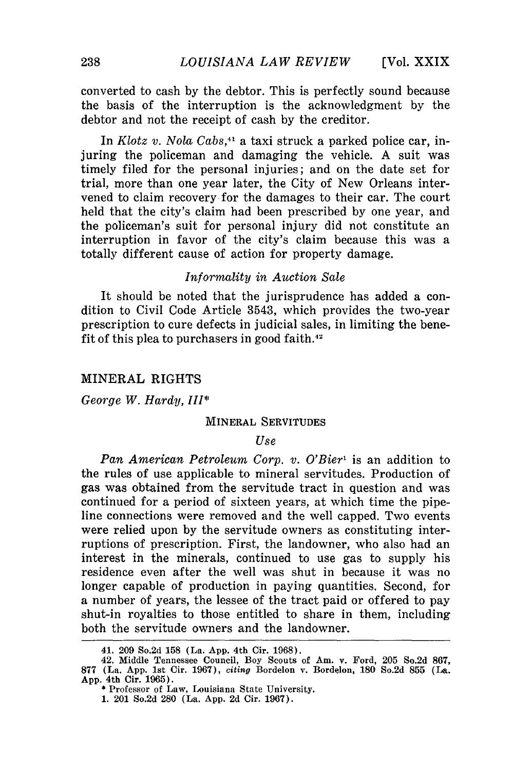converted to cash by the debtor. This is perfectly sound because the basis of the interruption is the acknowledgment by the debtor and not the receipt of cash by the creditor.

In *Klotz v. Nola Cabs*,[41] a taxi struck a parked police car, injuring the policeman and damaging the vehicle. A suit was timely filed for the personal injuries; and on the date set for trial, more than one year later, the City of New Orleans intervened to claim recovery for the damages to their car. The court held that the city's claim had been prescribed by one year, and the policeman's suit for personal injury did not constitute an interruption in favor of the city's claim because this was a totally different cause of action for property damage.

### *Informality in Auction Sale*

It should be noted that the jurisprudence has added a condition to Civil Code Article 3543, which provides the two-year prescription to cure defects in judicial sales, in limiting the benefit of this plea to purchasers in good faith.[42]

## MINERAL RIGHTS

*George W. Hardy, III**

### MINERAL SERVITUDES

#### *Use*

*Pan American Petroleum Corp. v. O'Bier*[1] is an addition to the rules of use applicable to mineral servitudes. Production of gas was obtained from the servitude tract in question and was continued for a period of sixteen years, at which time the pipeline connections were removed and the well capped. Two events were relied upon by the servitude owners as constituting interruptions of prescription. First, the landowner, who also had an interest in the minerals, continued to use gas to supply his residence even after the well was shut in because it was no longer capable of production in paying quantities. Second, for a number of years, the lessee of the tract paid or offered to pay shut-in royalties to those entitled to share in them, including both the servitude owners and the landowner.

---

41. 209 So.2d 158 (La. App. 4th Cir. 1968).

42. Middle Tennessee Council, Boy Scouts of Am. v. Ford, 205 So.2d 867, 877 (La. App. 1st Cir. 1967), *citing* Bordelon v. Bordelon, 180 So.2d 855 (La. App. 4th Cir. 1965).

\* Professor of Law, Louisiana State University.

1. 201 So.2d 280 (La. App. 2d Cir. 1967).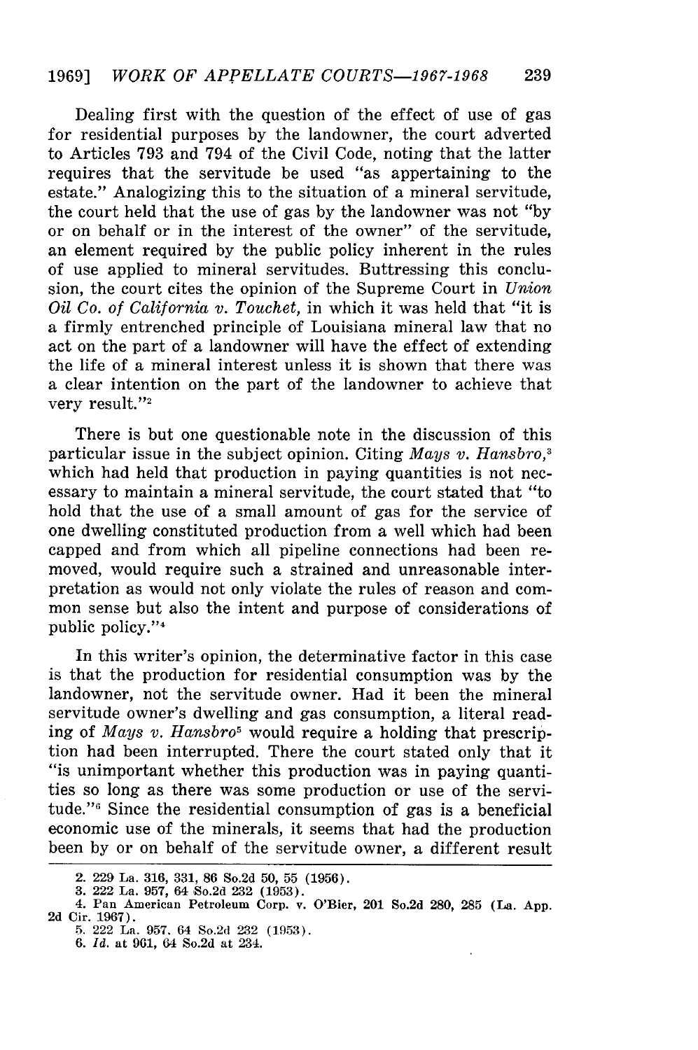Dealing first with the question of the effect of use of gas for residential purposes by the landowner, the court adverted to Articles 793 and 794 of the Civil Code, noting that the latter requires that the servitude be used "as appertaining to the estate." Analogizing this to the situation of a mineral servitude, the court held that the use of gas by the landowner was not "by or on behalf or in the interest of the owner" of the servitude, an element required by the public policy inherent in the rules of use applied to mineral servitudes. Buttressing this conclusion, the court cites the opinion of the Supreme Court in *Union Oil Co. of California v. Touchet*, in which it was held that "it is a firmly entrenched principle of Louisiana mineral law that no act on the part of a landowner will have the effect of extending the life of a mineral interest unless it is shown that there was a clear intention on the part of the landowner to achieve that very result."[2]

There is but one questionable note in the discussion of this particular issue in the subject opinion. Citing *Mays v. Hansbro*,[3] which had held that production in paying quantities is not necessary to maintain a mineral servitude, the court stated that "to hold that the use of a small amount of gas for the service of one dwelling constituted production from a well which had been capped and from which all pipeline connections had been removed, would require such a strained and unreasonable interpretation as would not only violate the rules of reason and common sense but also the intent and purpose of considerations of public policy."[4]

In this writer's opinion, the determinative factor in this case is that the production for residential consumption was by the landowner, not the servitude owner. Had it been the mineral servitude owner's dwelling and gas consumption, a literal reading of *Mays v. Hansbro*[5] would require a holding that prescription had been interrupted. There the court stated only that it "is unimportant whether this production was in paying quantities so long as there was some production or use of the servitude."[6] Since the residential consumption of gas is a beneficial economic use of the minerals, it seems that had the production been by or on behalf of the servitude owner, a different result

2. 229 La. 316, 331, 86 So.2d 50, 55 (1956).

3. 222 La. 957, 64 So.2d 232 (1953).

4. Pan American Petroleum Corp. v. O'Bier, 201 So.2d 280, 285 (La. App. 2d Cir. 1967).

5. 222 La. 957, 64 So.2d 232 (1953).

6. *Id.* at 961, 64 So.2d at 234.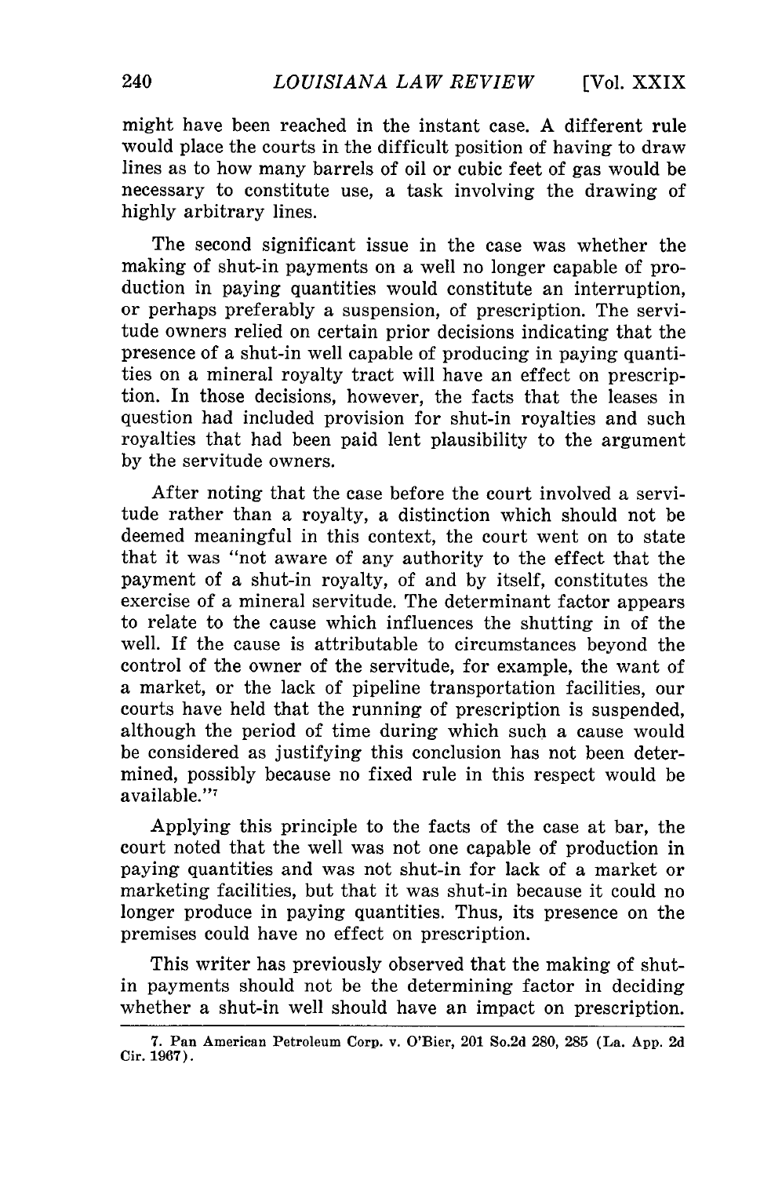might have been reached in the instant case. A different rule would place the courts in the difficult position of having to draw lines as to how many barrels of oil or cubic feet of gas would be necessary to constitute use, a task involving the drawing of highly arbitrary lines.

The second significant issue in the case was whether the making of shut-in payments on a well no longer capable of production in paying quantities would constitute an interruption, or perhaps preferably a suspension, of prescription. The servitude owners relied on certain prior decisions indicating that the presence of a shut-in well capable of producing in paying quantities on a mineral royalty tract will have an effect on prescription. In those decisions, however, the facts that the leases in question had included provision for shut-in royalties and such royalties that had been paid lent plausibility to the argument by the servitude owners.

After noting that the case before the court involved a servitude rather than a royalty, a distinction which should not be deemed meaningful in this context, the court went on to state that it was "not aware of any authority to the effect that the payment of a shut-in royalty, of and by itself, constitutes the exercise of a mineral servitude. The determinant factor appears to relate to the cause which influences the shutting in of the well. If the cause is attributable to circumstances beyond the control of the owner of the servitude, for example, the want of a market, or the lack of pipeline transportation facilities, our courts have held that the running of prescription is suspended, although the period of time during which such a cause would be considered as justifying this conclusion has not been determined, possibly because no fixed rule in this respect would be available."[7]

Applying this principle to the facts of the case at bar, the court noted that the well was not one capable of production in paying quantities and was not shut-in for lack of a market or marketing facilities, but that it was shut-in because it could no longer produce in paying quantities. Thus, its presence on the premises could have no effect on prescription.

This writer has previously observed that the making of shut-in payments should not be the determining factor in deciding whether a shut-in well should have an impact on prescription.

---

7. Pan American Petroleum Corp. v. O'Bier, 201 So.2d 280, 285 (La. App. 2d Cir. 1967).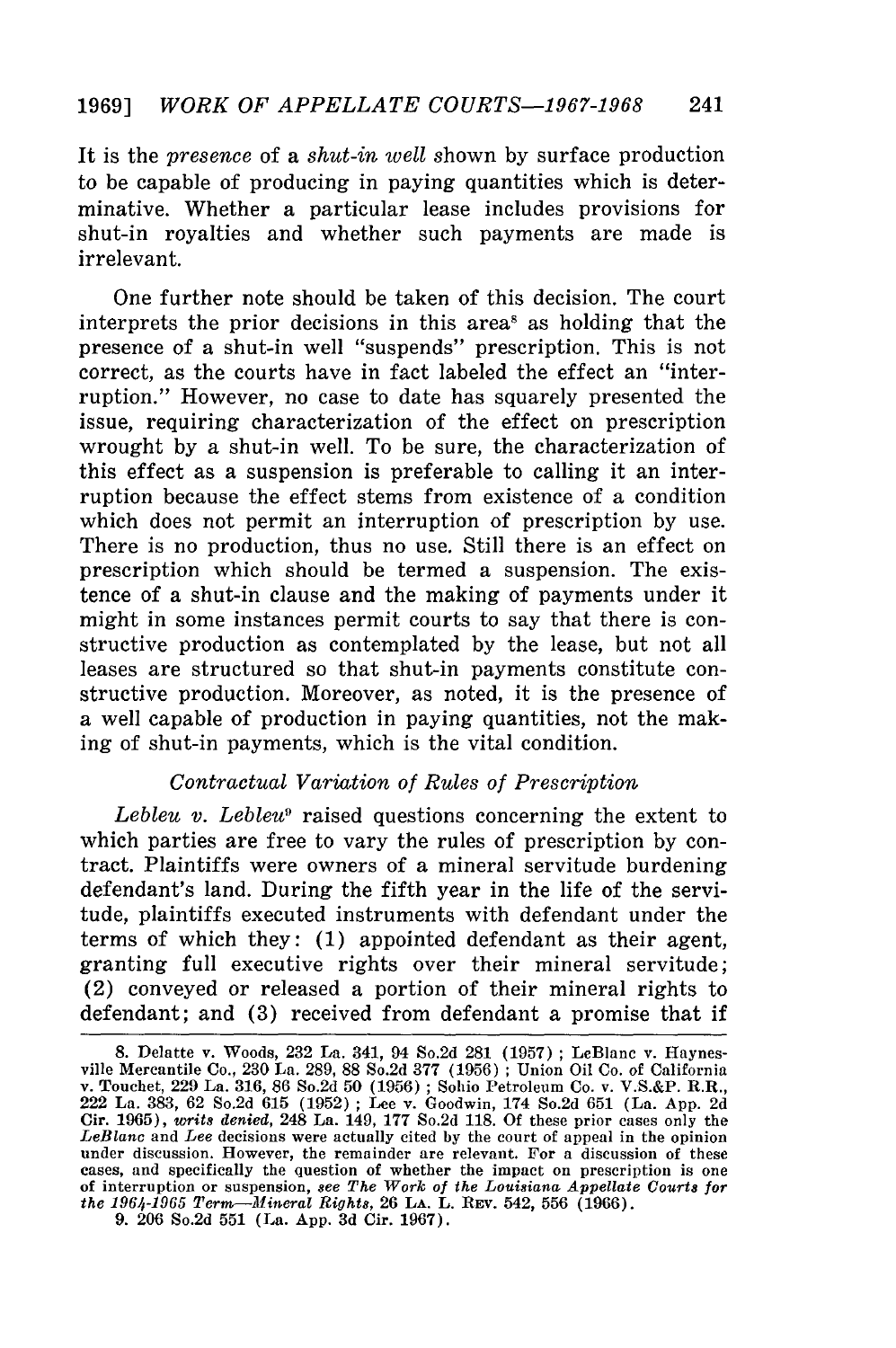It is the *presence* of a *shut-in well* shown by surface production to be capable of producing in paying quantities which is determinative. Whether a particular lease includes provisions for shut-in royalties and whether such payments are made is irrelevant.

One further note should be taken of this decision. The court interprets the prior decisions in this area[8] as holding that the presence of a shut-in well "suspends" prescription. This is not correct, as the courts have in fact labeled the effect an "interruption." However, no case to date has squarely presented the issue, requiring characterization of the effect on prescription wrought by a shut-in well. To be sure, the characterization of this effect as a suspension is preferable to calling it an interruption because the effect stems from existence of a condition which does not permit an interruption of prescription by use. There is no production, thus no use. Still there is an effect on prescription which should be termed a suspension. The existence of a shut-in clause and the making of payments under it might in some instances permit courts to say that there is constructive production as contemplated by the lease, but not all leases are structured so that shut-in payments constitute constructive production. Moreover, as noted, it is the presence of a well capable of production in paying quantities, not the making of shut-in payments, which is the vital condition.

### *Contractual Variation of Rules of Prescription*

*Lebleu v. Lebleu*[9] raised questions concerning the extent to which parties are free to vary the rules of prescription by contract. Plaintiffs were owners of a mineral servitude burdening defendant's land. During the fifth year in the life of the servitude, plaintiffs executed instruments with defendant under the terms of which they: (1) appointed defendant as their agent, granting full executive rights over their mineral servitude; (2) conveyed or released a portion of their mineral rights to defendant; and (3) received from defendant a promise that if

---

8. Delatte v. Woods, 232 La. 341, 94 So.2d 281 (1957); LeBlanc v. Haynesville Mercantile Co., 230 La. 289, 88 So.2d 377 (1956); Union Oil Co. of California v. Touchet, 229 La. 316, 86 So.2d 50 (1956); Sohio Petroleum Co. v. V.S.&P. R.R., 222 La. 383, 62 So.2d 615 (1952); Lee v. Goodwin, 174 So.2d 651 (La. App. 2d Cir. 1965), *writs denied*, 248 La. 149, 177 So.2d 118. Of these prior cases only the *LeBlanc* and *Lee* decisions were actually cited by the court of appeal in the opinion under discussion. However, the remainder are relevant. For a discussion of these cases, and specifically the question of whether the impact on prescription is one of interruption or suspension, *see The Work of the Louisiana Appellate Courts for the 1964-1965 Term—Mineral Rights*, 26 LA. L. REV. 542, 556 (1966).

9. 206 So.2d 551 (La. App. 3d Cir. 1967).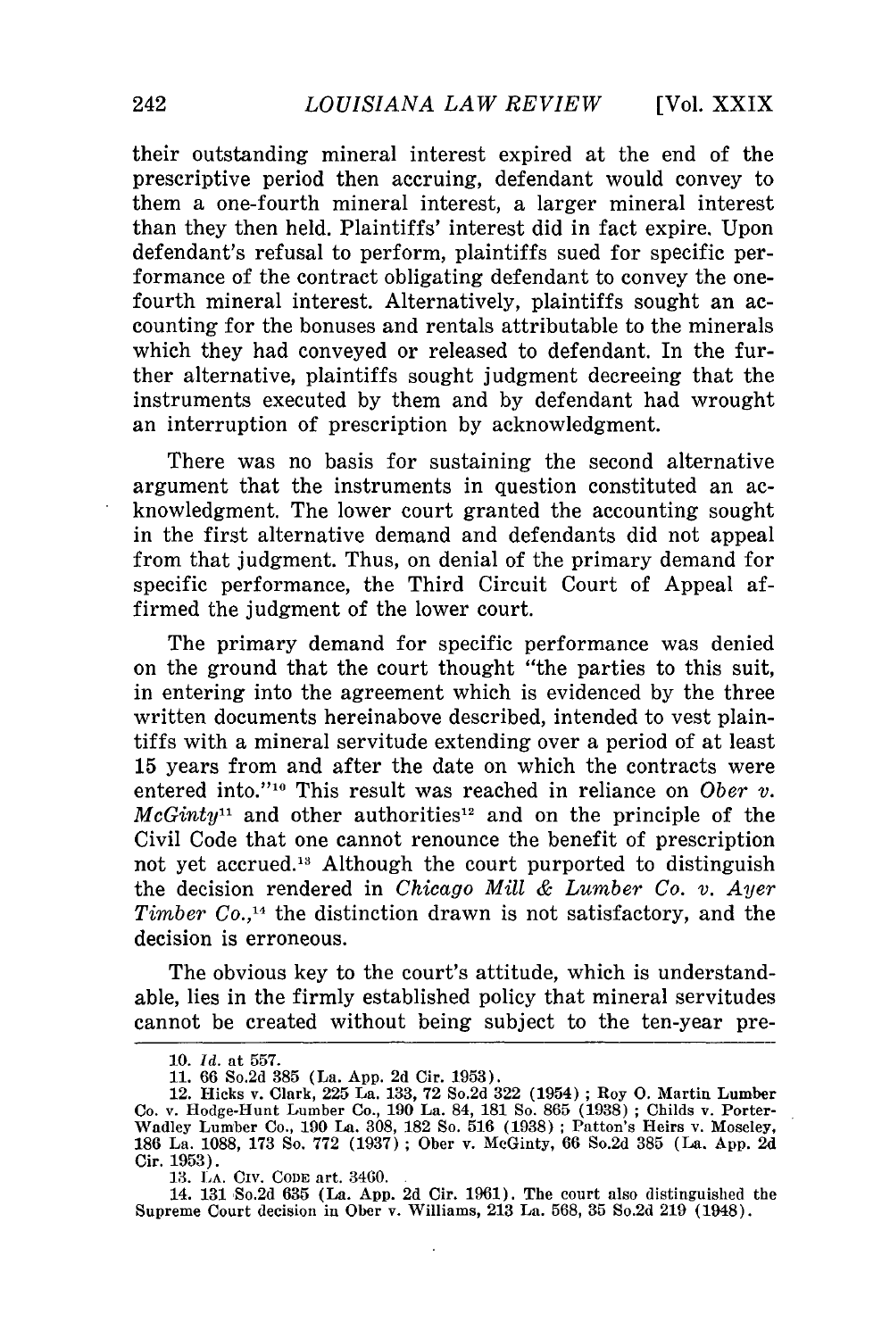their outstanding mineral interest expired at the end of the prescriptive period then accruing, defendant would convey to them a one-fourth mineral interest, a larger mineral interest than they then held. Plaintiffs' interest did in fact expire. Upon defendant's refusal to perform, plaintiffs sued for specific performance of the contract obligating defendant to convey the one-fourth mineral interest. Alternatively, plaintiffs sought an accounting for the bonuses and rentals attributable to the minerals which they had conveyed or released to defendant. In the further alternative, plaintiffs sought judgment decreeing that the instruments executed by them and by defendant had wrought an interruption of prescription by acknowledgment.

There was no basis for sustaining the second alternative argument that the instruments in question constituted an acknowledgment. The lower court granted the accounting sought in the first alternative demand and defendants did not appeal from that judgment. Thus, on denial of the primary demand for specific performance, the Third Circuit Court of Appeal affirmed the judgment of the lower court.

The primary demand for specific performance was denied on the ground that the court thought "the parties to this suit, in entering into the agreement which is evidenced by the three written documents hereinabove described, intended to vest plaintiffs with a mineral servitude extending over a period of at least 15 years from and after the date on which the contracts were entered into."[10] This result was reached in reliance on *Ober v. McGinty*[11] and other authorities[12] and on the principle of the Civil Code that one cannot renounce the benefit of prescription not yet accrued.[13] Although the court purported to distinguish the decision rendered in *Chicago Mill & Lumber Co. v. Ayer Timber Co.*,[14] the distinction drawn is not satisfactory, and the decision is erroneous.

The obvious key to the court's attitude, which is understandable, lies in the firmly established policy that mineral servitudes cannot be created without being subject to the ten-year pre-

10. *Id.* at 557.

11. 66 So.2d 385 (La. App. 2d Cir. 1953).

12. Hicks v. Clark, 225 La. 133, 72 So.2d 322 (1954); Roy O. Martin Lumber Co. v. Hodge-Hunt Lumber Co., 190 La. 84, 181 So. 865 (1938); Childs v. Porter-Wadley Lumber Co., 190 La. 308, 182 So. 516 (1938); Patton's Heirs v. Moseley, 186 La. 1088, 173 So. 772 (1937); Ober v. McGinty, 66 So.2d 385 (La. App. 2d Cir. 1953).

13. LA. CIV. CODE art. 3460.

14. 131 So.2d 635 (La. App. 2d Cir. 1961). The court also distinguished the Supreme Court decision in Ober v. Williams, 213 La. 568, 35 So.2d 219 (1948).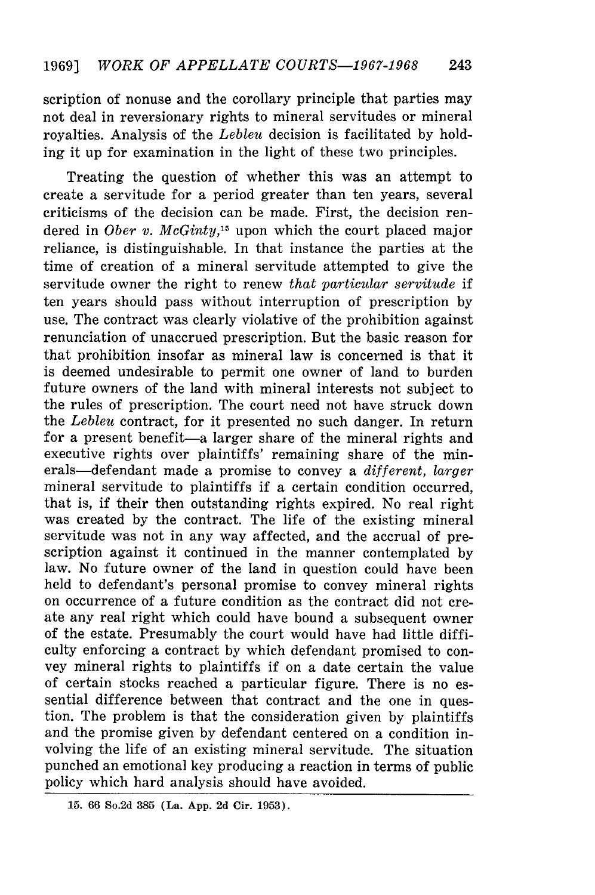scription of nonuse and the corollary principle that parties may not deal in reversionary rights to mineral servitudes or mineral royalties. Analysis of the *Lebleu* decision is facilitated by holding it up for examination in the light of these two principles.

Treating the question of whether this was an attempt to create a servitude for a period greater than ten years, several criticisms of the decision can be made. First, the decision rendered in *Ober v. McGinty*,[15] upon which the court placed major reliance, is distinguishable. In that instance the parties at the time of creation of a mineral servitude attempted to give the servitude owner the right to renew *that particular servitude* if ten years should pass without interruption of prescription by use. The contract was clearly violative of the prohibition against renunciation of unaccrued prescription. But the basic reason for that prohibition insofar as mineral law is concerned is that it is deemed undesirable to permit one owner of land to burden future owners of the land with mineral interests not subject to the rules of prescription. The court need not have struck down the *Lebleu* contract, for it presented no such danger. In return for a present benefit—a larger share of the mineral rights and executive rights over plaintiffs' remaining share of the minerals—defendant made a promise to convey a *different, larger* mineral servitude to plaintiffs if a certain condition occurred, that is, if their then outstanding rights expired. No real right was created by the contract. The life of the existing mineral servitude was not in any way affected, and the accrual of prescription against it continued in the manner contemplated by law. No future owner of the land in question could have been held to defendant's personal promise to convey mineral rights on occurrence of a future condition as the contract did not create any real right which could have bound a subsequent owner of the estate. Presumably the court would have had little difficulty enforcing a contract by which defendant promised to convey mineral rights to plaintiffs if on a date certain the value of certain stocks reached a particular figure. There is no essential difference between that contract and the one in question. The problem is that the consideration given by plaintiffs and the promise given by defendant centered on a condition involving the life of an existing mineral servitude. The situation punched an emotional key producing a reaction in terms of public policy which hard analysis should have avoided.

15. 66 So.2d 385 (La. App. 2d Cir. 1953).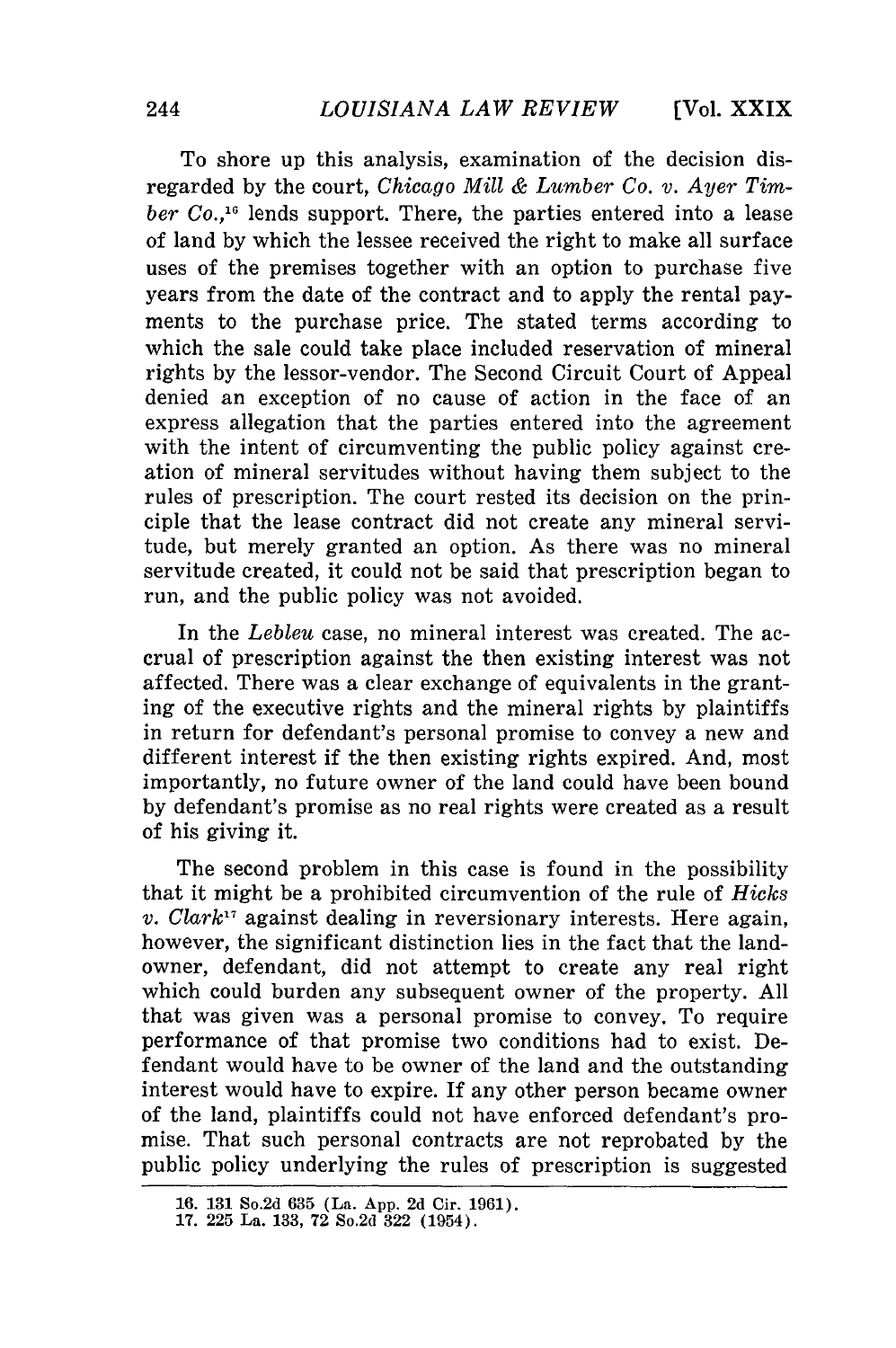To shore up this analysis, examination of the decision disregarded by the court, *Chicago Mill & Lumber Co. v. Ayer Timber Co.*,[16] lends support. There, the parties entered into a lease of land by which the lessee received the right to make all surface uses of the premises together with an option to purchase five years from the date of the contract and to apply the rental payments to the purchase price. The stated terms according to which the sale could take place included reservation of mineral rights by the lessor-vendor. The Second Circuit Court of Appeal denied an exception of no cause of action in the face of an express allegation that the parties entered into the agreement with the intent of circumventing the public policy against creation of mineral servitudes without having them subject to the rules of prescription. The court rested its decision on the principle that the lease contract did not create any mineral servitude, but merely granted an option. As there was no mineral servitude created, it could not be said that prescription began to run, and the public policy was not avoided.

In the *Lebleu* case, no mineral interest was created. The accrual of prescription against the then existing interest was not affected. There was a clear exchange of equivalents in the granting of the executive rights and the mineral rights by plaintiffs in return for defendant's personal promise to convey a new and different interest if the then existing rights expired. And, most importantly, no future owner of the land could have been bound by defendant's promise as no real rights were created as a result of his giving it.

The second problem in this case is found in the possibility that it might be a prohibited circumvention of the rule of *Hicks v. Clark*[17] against dealing in reversionary interests. Here again, however, the significant distinction lies in the fact that the landowner, defendant, did not attempt to create any real right which could burden any subsequent owner of the property. All that was given was a personal promise to convey. To require performance of that promise two conditions had to exist. Defendant would have to be owner of the land and the outstanding interest would have to expire. If any other person became owner of the land, plaintiffs could not have enforced defendant's promise. That such personal contracts are not reprobated by the public policy underlying the rules of prescription is suggested

---

16. 131 So.2d 635 (La. App. 2d Cir. 1961).
17. 225 La. 133, 72 So.2d 322 (1954).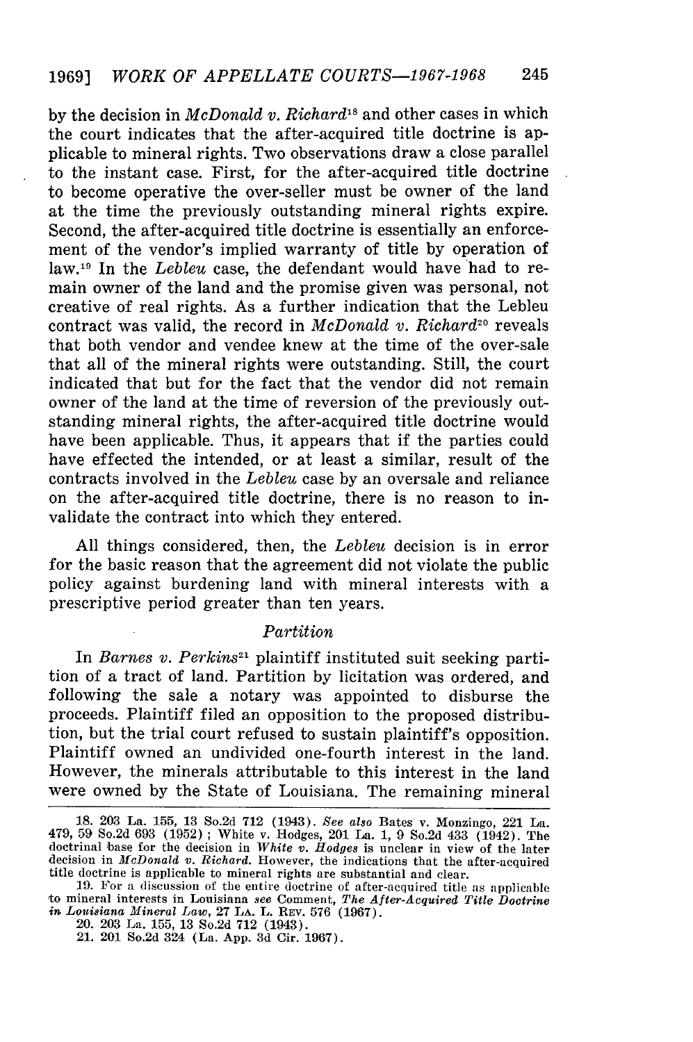by the decision in *McDonald v. Richard*[18] and other cases in which the court indicates that the after-acquired title doctrine is applicable to mineral rights. Two observations draw a close parallel to the instant case. First, for the after-acquired title doctrine to become operative the over-seller must be owner of the land at the time the previously outstanding mineral rights expire. Second, the after-acquired title doctrine is essentially an enforcement of the vendor's implied warranty of title by operation of law.[19] In the *Lebleu* case, the defendant would have had to remain owner of the land and the promise given was personal, not creative of real rights. As a further indication that the Lebleu contract was valid, the record in *McDonald v. Richard*[20] reveals that both vendor and vendee knew at the time of the over-sale that all of the mineral rights were outstanding. Still, the court indicated that but for the fact that the vendor did not remain owner of the land at the time of reversion of the previously outstanding mineral rights, the after-acquired title doctrine would have been applicable. Thus, it appears that if the parties could have effected the intended, or at least a similar, result of the contracts involved in the *Lebleu* case by an oversale and reliance on the after-acquired title doctrine, there is no reason to invalidate the contract into which they entered.

All things considered, then, the *Lebleu* decision is in error for the basic reason that the agreement did not violate the public policy against burdening land with mineral interests with a prescriptive period greater than ten years.

### *Partition*

In *Barnes v. Perkins*[21] plaintiff instituted suit seeking partition of a tract of land. Partition by licitation was ordered, and following the sale a notary was appointed to disburse the proceeds. Plaintiff filed an opposition to the proposed distribution, but the trial court refused to sustain plaintiff's opposition. Plaintiff owned an undivided one-fourth interest in the land. However, the minerals attributable to this interest in the land were owned by the State of Louisiana. The remaining mineral

---

18. 203 La. 155, 13 So.2d 712 (1943). *See also* Bates v. Monzingo, 221 La. 479, 59 So.2d 693 (1952); White v. Hodges, 201 La. 1, 9 So.2d 433 (1942). The doctrinal base for the decision in *White v. Hodges* is unclear in view of the later decision in *McDonald v. Richard*. However, the indications that the after-acquired title doctrine is applicable to mineral rights are substantial and clear.

19. For a discussion of the entire doctrine of after-acquired title as applicable to mineral interests in Louisiana *see* Comment, *The After-Acquired Title Doctrine in Louisiana Mineral Law*, 27 LA. L. REV. 576 (1967).

20. 203 La. 155, 13 So.2d 712 (1943).

21. 201 So.2d 324 (La. App. 3d Cir. 1967).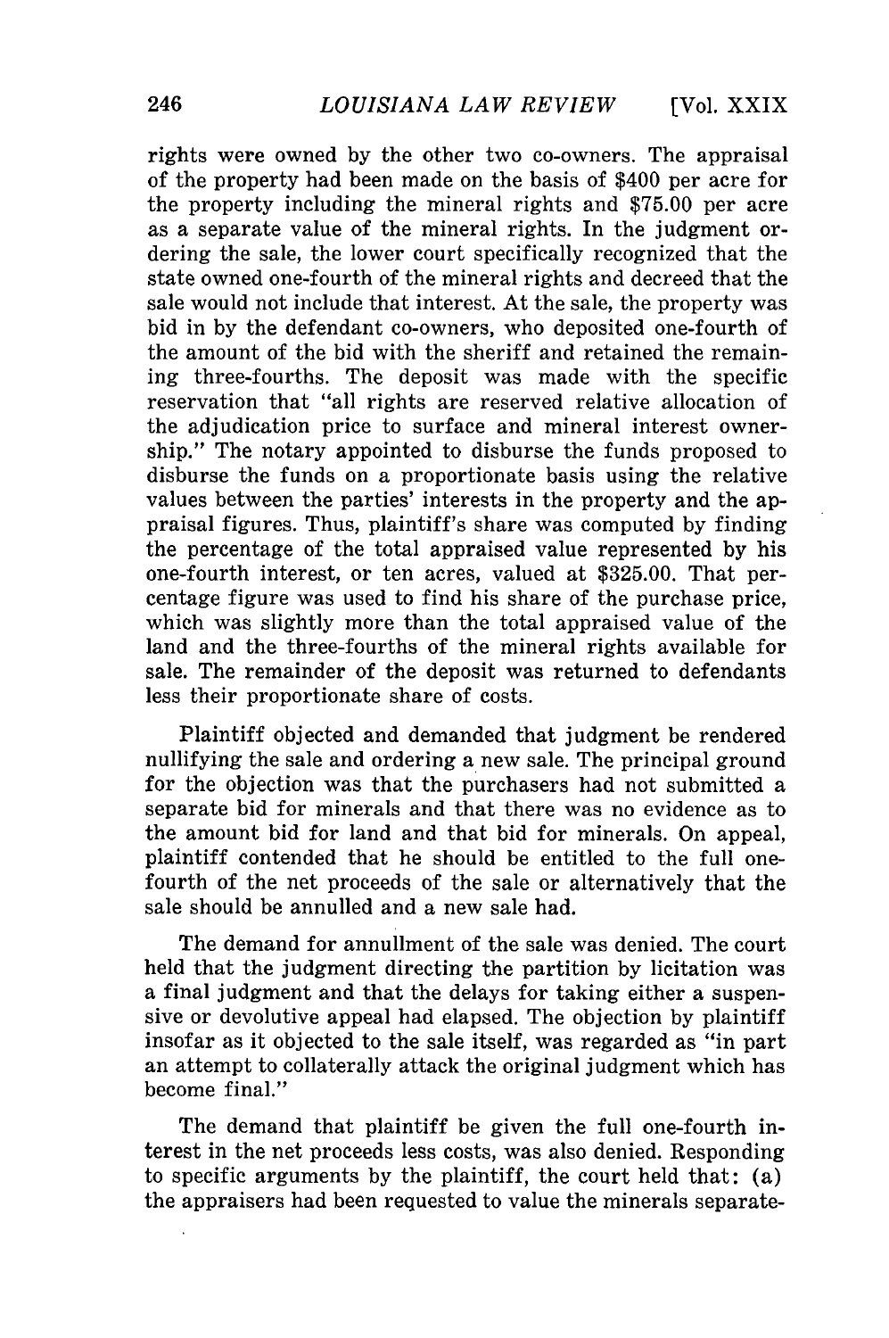rights were owned by the other two co-owners. The appraisal of the property had been made on the basis of $400 per acre for the property including the mineral rights and $75.00 per acre as a separate value of the mineral rights. In the judgment ordering the sale, the lower court specifically recognized that the state owned one-fourth of the mineral rights and decreed that the sale would not include that interest. At the sale, the property was bid in by the defendant co-owners, who deposited one-fourth of the amount of the bid with the sheriff and retained the remaining three-fourths. The deposit was made with the specific reservation that "all rights are reserved relative allocation of the adjudication price to surface and mineral interest ownership." The notary appointed to disburse the funds proposed to disburse the funds on a proportionate basis using the relative values between the parties' interests in the property and the appraisal figures. Thus, plaintiff's share was computed by finding the percentage of the total appraised value represented by his one-fourth interest, or ten acres, valued at $325.00. That percentage figure was used to find his share of the purchase price, which was slightly more than the total appraised value of the land and the three-fourths of the mineral rights available for sale. The remainder of the deposit was returned to defendants less their proportionate share of costs.

Plaintiff objected and demanded that judgment be rendered nullifying the sale and ordering a new sale. The principal ground for the objection was that the purchasers had not submitted a separate bid for minerals and that there was no evidence as to the amount bid for land and that bid for minerals. On appeal, plaintiff contended that he should be entitled to the full one-fourth of the net proceeds of the sale or alternatively that the sale should be annulled and a new sale had.

The demand for annullment of the sale was denied. The court held that the judgment directing the partition by licitation was a final judgment and that the delays for taking either a suspensive or devolutive appeal had elapsed. The objection by plaintiff insofar as it objected to the sale itself, was regarded as "in part an attempt to collaterally attack the original judgment which has become final."

The demand that plaintiff be given the full one-fourth interest in the net proceeds less costs, was also denied. Responding to specific arguments by the plaintiff, the court held that: (a) the appraisers had been requested to value the minerals separate-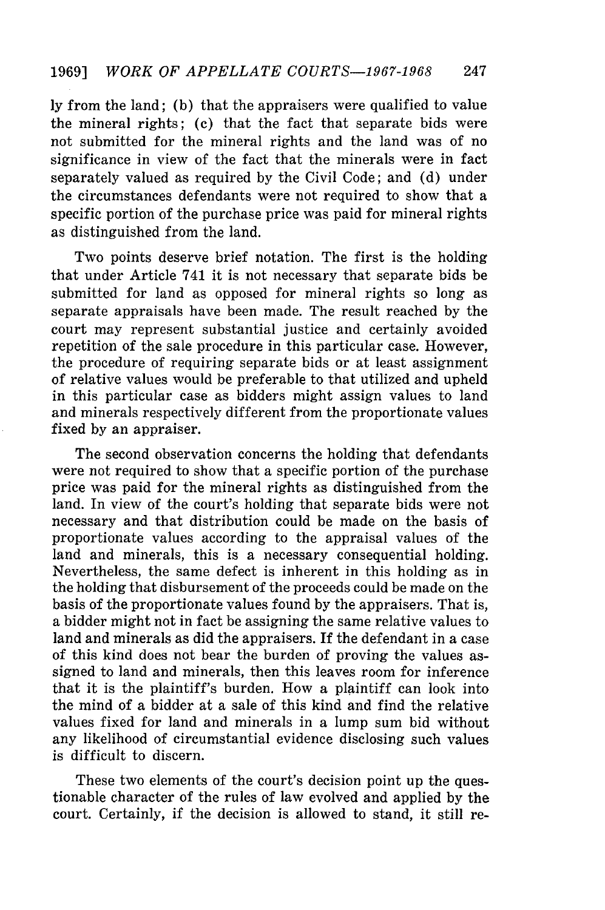ly from the land; (b) that the appraisers were qualified to value the mineral rights; (c) that the fact that separate bids were not submitted for the mineral rights and the land was of no significance in view of the fact that the minerals were in fact separately valued as required by the Civil Code; and (d) under the circumstances defendants were not required to show that a specific portion of the purchase price was paid for mineral rights as distinguished from the land.

Two points deserve brief notation. The first is the holding that under Article 741 it is not necessary that separate bids be submitted for land as opposed for mineral rights so long as separate appraisals have been made. The result reached by the court may represent substantial justice and certainly avoided repetition of the sale procedure in this particular case. However, the procedure of requiring separate bids or at least assignment of relative values would be preferable to that utilized and upheld in this particular case as bidders might assign values to land and minerals respectively different from the proportionate values fixed by an appraiser.

The second observation concerns the holding that defendants were not required to show that a specific portion of the purchase price was paid for the mineral rights as distinguished from the land. In view of the court's holding that separate bids were not necessary and that distribution could be made on the basis of proportionate values according to the appraisal values of the land and minerals, this is a necessary consequential holding. Nevertheless, the same defect is inherent in this holding as in the holding that disbursement of the proceeds could be made on the basis of the proportionate values found by the appraisers. That is, a bidder might not in fact be assigning the same relative values to land and minerals as did the appraisers. If the defendant in a case of this kind does not bear the burden of proving the values assigned to land and minerals, then this leaves room for inference that it is the plaintiff's burden. How a plaintiff can look into the mind of a bidder at a sale of this kind and find the relative values fixed for land and minerals in a lump sum bid without any likelihood of circumstantial evidence disclosing such values is difficult to discern.

These two elements of the court's decision point up the questionable character of the rules of law evolved and applied by the court. Certainly, if the decision is allowed to stand, it still re-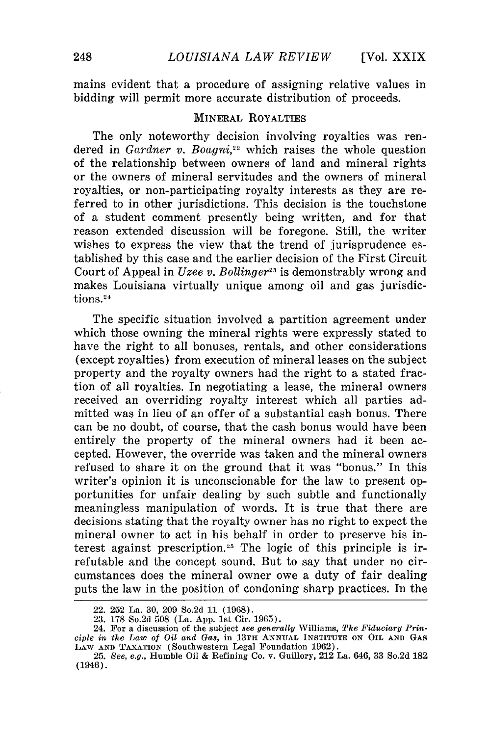mains evident that a procedure of assigning relative values in bidding will permit more accurate distribution of proceeds.

## MINERAL ROYALTIES

The only noteworthy decision involving royalties was rendered in *Gardner v. Boagni*,[22] which raises the whole question of the relationship between owners of land and mineral rights or the owners of mineral servitudes and the owners of mineral royalties, or non-participating royalty interests as they are referred to in other jurisdictions. This decision is the touchstone of a student comment presently being written, and for that reason extended discussion will be foregone. Still, the writer wishes to express the view that the trend of jurisprudence established by this case and the earlier decision of the First Circuit Court of Appeal in *Uzee v. Bollinger*[23] is demonstrably wrong and makes Louisiana virtually unique among oil and gas jurisdictions.[24]

The specific situation involved a partition agreement under which those owning the mineral rights were expressly stated to have the right to all bonuses, rentals, and other considerations (except royalties) from execution of mineral leases on the subject property and the royalty owners had the right to a stated fraction of all royalties. In negotiating a lease, the mineral owners received an overriding royalty interest which all parties admitted was in lieu of an offer of a substantial cash bonus. There can be no doubt, of course, that the cash bonus would have been entirely the property of the mineral owners had it been accepted. However, the override was taken and the mineral owners refused to share it on the ground that it was "bonus." In this writer's opinion it is unconscionable for the law to present opportunities for unfair dealing by such subtle and functionally meaningless manipulation of words. It is true that there are decisions stating that the royalty owner has no right to expect the mineral owner to act in his behalf in order to preserve his interest against prescription.[25] The logic of this principle is irrefutable and the concept sound. But to say that under no circumstances does the mineral owner owe a duty of fair dealing puts the law in the position of condoning sharp practices. In the

---

22. 252 La. 30, 209 So.2d 11 (1968).

23. 178 So.2d 508 (La. App. 1st Cir. 1965).

24. For a discussion of the subject *see generally* Williams, *The Fiduciary Principle in the Law of Oil and Gas*, in 13TH ANNUAL INSTITUTE ON OIL AND GAS LAW AND TAXATION (Southwestern Legal Foundation 1962).

25. *See, e.g.*, Humble Oil & Refining Co. v. Guillory, 212 La. 646, 33 So.2d 182 (1946).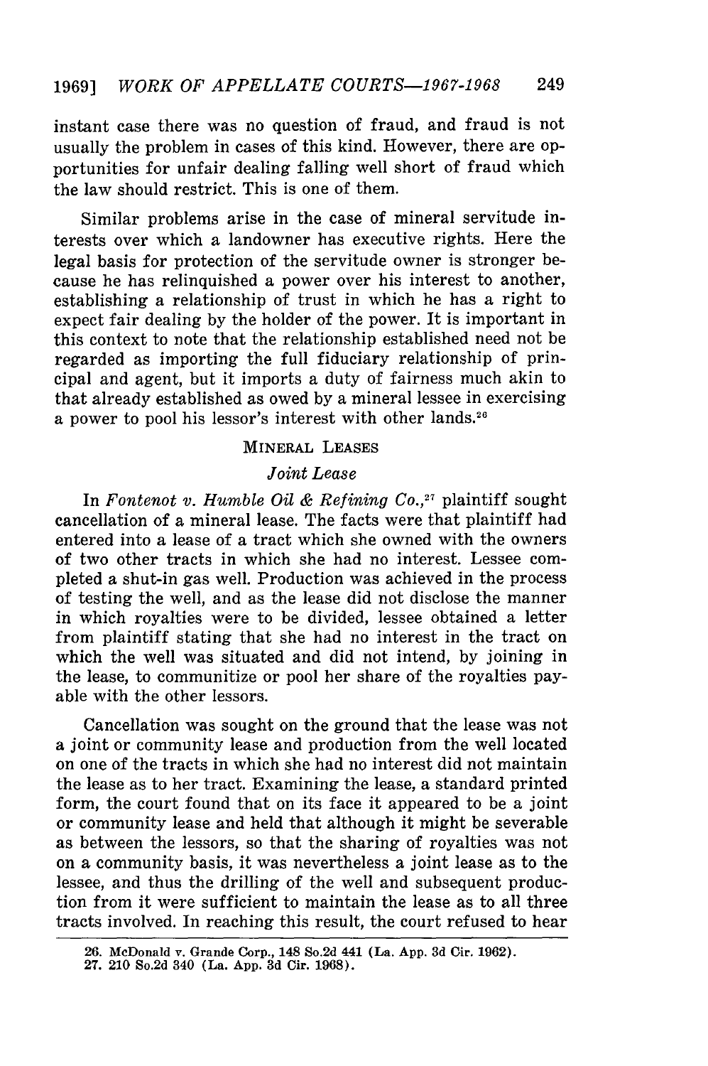instant case there was no question of fraud, and fraud is not usually the problem in cases of this kind. However, there are opportunities for unfair dealing falling well short of fraud which the law should restrict. This is one of them.

Similar problems arise in the case of mineral servitude interests over which a landowner has executive rights. Here the legal basis for protection of the servitude owner is stronger because he has relinquished a power over his interest to another, establishing a relationship of trust in which he has a right to expect fair dealing by the holder of the power. It is important in this context to note that the relationship established need not be regarded as importing the full fiduciary relationship of principal and agent, but it imports a duty of fairness much akin to that already established as owed by a mineral lessee in exercising a power to pool his lessor's interest with other lands.[26]

### MINERAL LEASES

#### *Joint Lease*

In *Fontenot v. Humble Oil & Refining Co.*,[27] plaintiff sought cancellation of a mineral lease. The facts were that plaintiff had entered into a lease of a tract which she owned with the owners of two other tracts in which she had no interest. Lessee completed a shut-in gas well. Production was achieved in the process of testing the well, and as the lease did not disclose the manner in which royalties were to be divided, lessee obtained a letter from plaintiff stating that she had no interest in the tract on which the well was situated and did not intend, by joining in the lease, to communitize or pool her share of the royalties payable with the other lessors.

Cancellation was sought on the ground that the lease was not a joint or community lease and production from the well located on one of the tracts in which she had no interest did not maintain the lease as to her tract. Examining the lease, a standard printed form, the court found that on its face it appeared to be a joint or community lease and held that although it might be severable as between the lessors, so that the sharing of royalties was not on a community basis, it was nevertheless a joint lease as to the lessee, and thus the drilling of the well and subsequent production from it were sufficient to maintain the lease as to all three tracts involved. In reaching this result, the court refused to hear

---

26. McDonald v. Grande Corp., 148 So.2d 441 (La. App. 3d Cir. 1962).
27. 210 So.2d 340 (La. App. 3d Cir. 1968).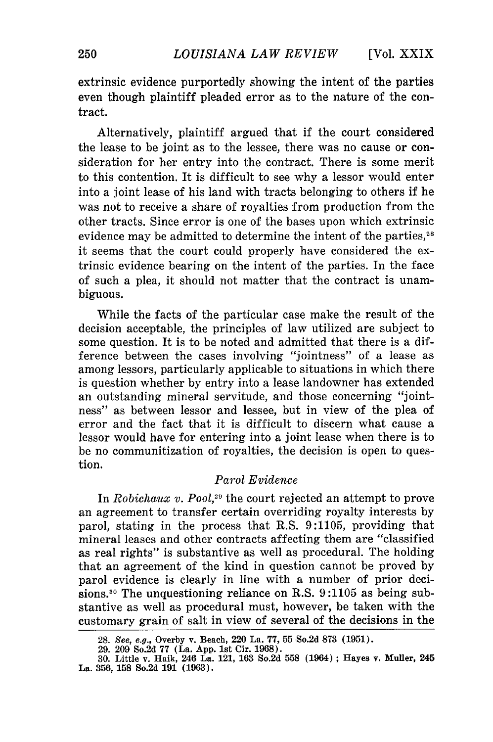extrinsic evidence purportedly showing the intent of the parties even though plaintiff pleaded error as to the nature of the contract.

Alternatively, plaintiff argued that if the court considered the lease to be joint as to the lessee, there was no cause or consideration for her entry into the contract. There is some merit to this contention. It is difficult to see why a lessor would enter into a joint lease of his land with tracts belonging to others if he was not to receive a share of royalties from production from the other tracts. Since error is one of the bases upon which extrinsic evidence may be admitted to determine the intent of the parties,[28] it seems that the court could properly have considered the extrinsic evidence bearing on the intent of the parties. In the face of such a plea, it should not matter that the contract is unambiguous.

While the facts of the particular case make the result of the decision acceptable, the principles of law utilized are subject to some question. It is to be noted and admitted that there is a difference between the cases involving "jointness" of a lease as among lessors, particularly applicable to situations in which there is question whether by entry into a lease landowner has extended an outstanding mineral servitude, and those concerning "jointness" as between lessor and lessee, but in view of the plea of error and the fact that it is difficult to discern what cause a lessor would have for entering into a joint lease when there is to be no communitization of royalties, the decision is open to question.

*Parol Evidence*

In *Robichaux v. Pool*,[29] the court rejected an attempt to prove an agreement to transfer certain overriding royalty interests by parol, stating in the process that R.S. 9:1105, providing that mineral leases and other contracts affecting them are "classified as real rights" is substantive as well as procedural. The holding that an agreement of the kind in question cannot be proved by parol evidence is clearly in line with a number of prior decisions.[30] The unquestioning reliance on R.S. 9:1105 as being substantive as well as procedural must, however, be taken with the customary grain of salt in view of several of the decisions in the

28. *See, e.g.*, Overby v. Beach, 220 La. 77, 55 So.2d 873 (1951).

29. 209 So.2d 77 (La. App. 1st Cir. 1968).

30. Little v. Haik, 246 La. 121, 163 So.2d 558 (1964); Hayes v. Muller, 245 La. 356, 158 So.2d 191 (1963).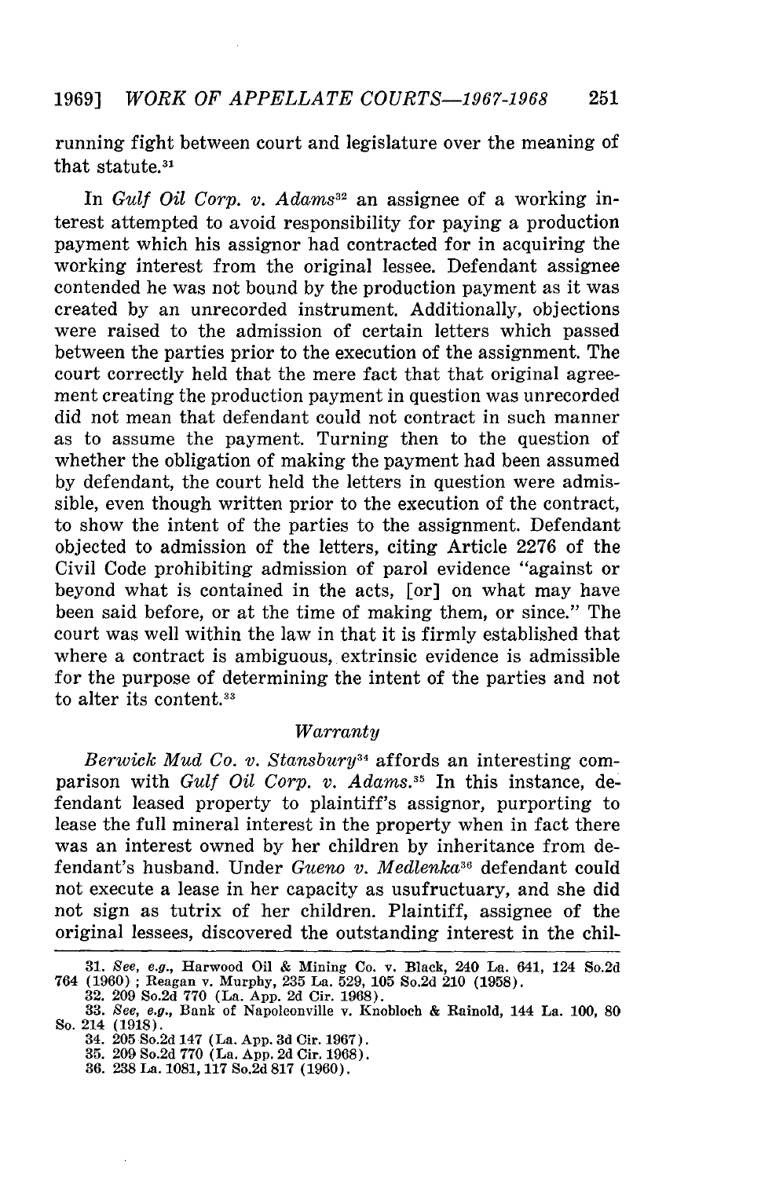running fight between court and legislature over the meaning of that statute.[31]

In *Gulf Oil Corp. v. Adams*[32] an assignee of a working interest attempted to avoid responsibility for paying a production payment which his assignor had contracted for in acquiring the working interest from the original lessee. Defendant assignee contended he was not bound by the production payment as it was created by an unrecorded instrument. Additionally, objections were raised to the admission of certain letters which passed between the parties prior to the execution of the assignment. The court correctly held that the mere fact that that original agreement creating the production payment in question was unrecorded did not mean that defendant could not contract in such manner as to assume the payment. Turning then to the question of whether the obligation of making the payment had been assumed by defendant, the court held the letters in question were admissible, even though written prior to the execution of the contract, to show the intent of the parties to the assignment. Defendant objected to admission of the letters, citing Article 2276 of the Civil Code prohibiting admission of parol evidence "against or beyond what is contained in the acts, [or] on what may have been said before, or at the time of making them, or since." The court was well within the law in that it is firmly established that where a contract is ambiguous, extrinsic evidence is admissible for the purpose of determining the intent of the parties and not to alter its content.[33]

### *Warranty*

*Berwick Mud Co. v. Stansbury*[34] affords an interesting comparison with *Gulf Oil Corp. v. Adams.*[35] In this instance, defendant leased property to plaintiff's assignor, purporting to lease the full mineral interest in the property when in fact there was an interest owned by her children by inheritance from defendant's husband. Under *Gueno v. Medlenka*[36] defendant could not execute a lease in her capacity as usufructuary, and she did not sign as tutrix of her children. Plaintiff, assignee of the original lessees, discovered the outstanding interest in the chil-

---

31. *See, e.g.,* Harwood Oil & Mining Co. v. Black, 240 La. 641, 124 So.2d 764 (1960); Reagan v. Murphy, 235 La. 529, 105 So.2d 210 (1958).

32. 209 So.2d 770 (La. App. 2d Cir. 1968).

33. *See, e.g.,* Bank of Napoleonville v. Knobloch & Rainold, 144 La. 100, 80 So. 214 (1918).

34. 205 So.2d 147 (La. App. 3d Cir. 1967).

35. 209 So.2d 770 (La. App. 2d Cir. 1968).

36. 238 La. 1081, 117 So.2d 817 (1960).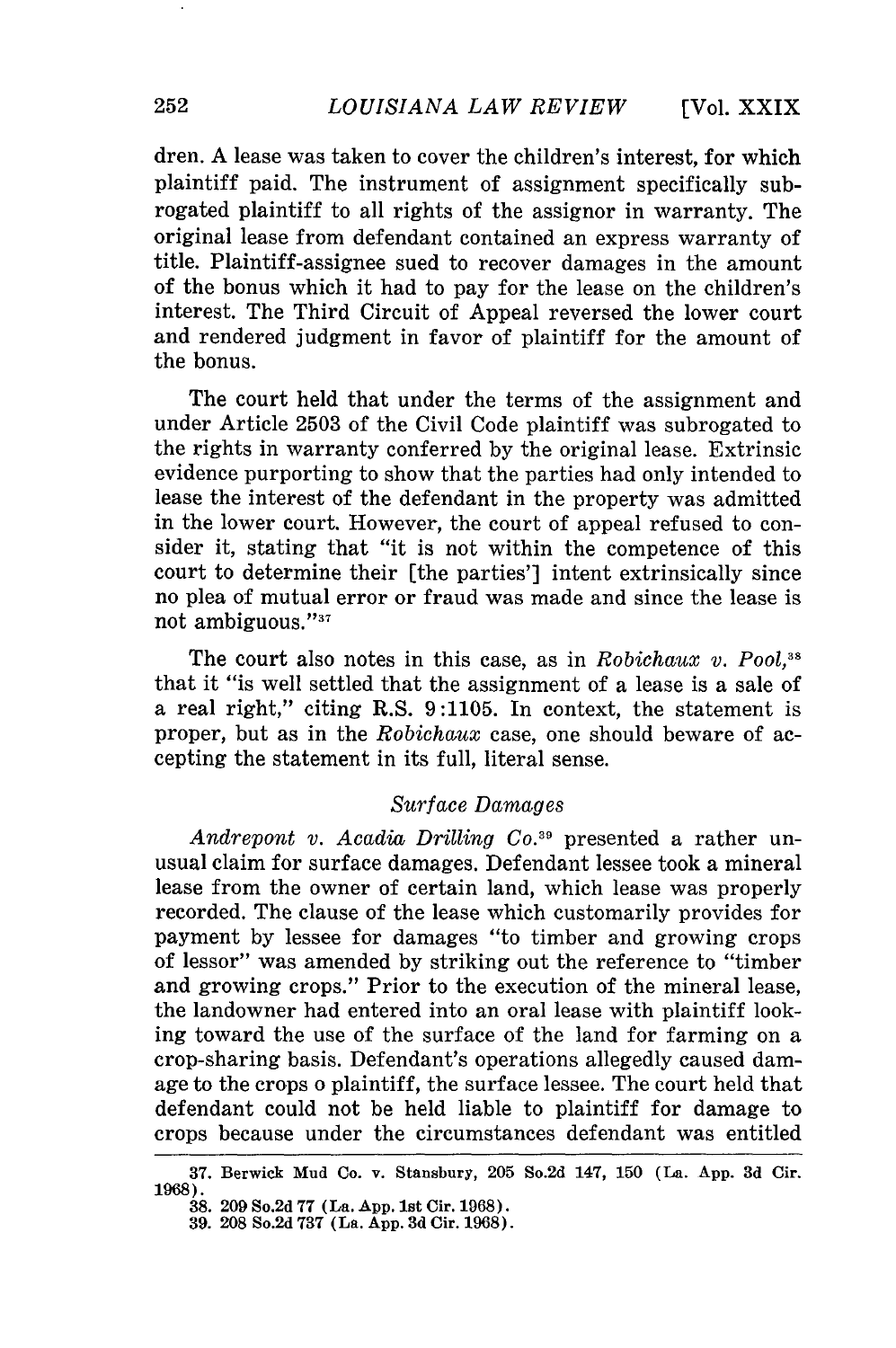dren. A lease was taken to cover the children's interest, for which plaintiff paid. The instrument of assignment specifically subrogated plaintiff to all rights of the assignor in warranty. The original lease from defendant contained an express warranty of title. Plaintiff-assignee sued to recover damages in the amount of the bonus which it had to pay for the lease on the children's interest. The Third Circuit of Appeal reversed the lower court and rendered judgment in favor of plaintiff for the amount of the bonus.

The court held that under the terms of the assignment and under Article 2503 of the Civil Code plaintiff was subrogated to the rights in warranty conferred by the original lease. Extrinsic evidence purporting to show that the parties had only intended to lease the interest of the defendant in the property was admitted in the lower court. However, the court of appeal refused to consider it, stating that "it is not within the competence of this court to determine their [the parties'] intent extrinsically since no plea of mutual error or fraud was made and since the lease is not ambiguous."[37]

The court also notes in this case, as in *Robichaux v. Pool*,[38] that it "is well settled that the assignment of a lease is a sale of a real right," citing R.S. 9:1105. In context, the statement is proper, but as in the *Robichaux* case, one should beware of accepting the statement in its full, literal sense.

### *Surface Damages*

*Andrepont v. Acadia Drilling Co.*[39] presented a rather unusual claim for surface damages. Defendant lessee took a mineral lease from the owner of certain land, which lease was properly recorded. The clause of the lease which customarily provides for payment by lessee for damages "to timber and growing crops of lessor" was amended by striking out the reference to "timber and growing crops." Prior to the execution of the mineral lease, the landowner had entered into an oral lease with plaintiff looking toward the use of the surface of the land for farming on a crop-sharing basis. Defendant's operations allegedly caused damage to the crops o plaintiff, the surface lessee. The court held that defendant could not be held liable to plaintiff for damage to crops because under the circumstances defendant was entitled

---

37. Berwick Mud Co. v. Stansbury, 205 So.2d 147, 150 (La. App. 3d Cir. 1968).

38. 209 So.2d 77 (La. App. 1st Cir. 1968).

39. 208 So.2d 737 (La. App. 3d Cir. 1968).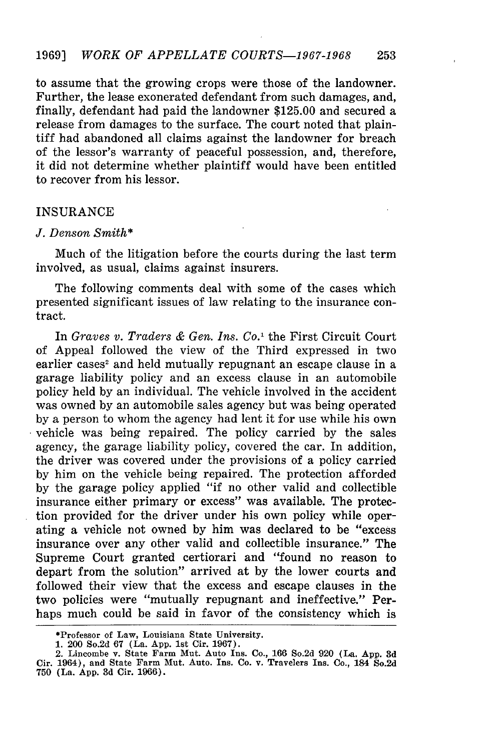to assume that the growing crops were those of the landowner. Further, the lease exonerated defendant from such damages, and, finally, defendant had paid the landowner $125.00 and secured a release from damages to the surface. The court noted that plaintiff had abandoned all claims against the landowner for breach of the lessor's warranty of peaceful possession, and, therefore, it did not determine whether plaintiff would have been entitled to recover from his lessor.

## INSURANCE

*J. Denson Smith**

Much of the litigation before the courts during the last term involved, as usual, claims against insurers.

The following comments deal with some of the cases which presented significant issues of law relating to the insurance contract.

In *Graves v. Traders & Gen. Ins. Co.*[1] the First Circuit Court of Appeal followed the view of the Third expressed in two earlier cases[2] and held mutually repugnant an escape clause in a garage liability policy and an excess clause in an automobile policy held by an individual. The vehicle involved in the accident was owned by an automobile sales agency but was being operated by a person to whom the agency had lent it for use while his own vehicle was being repaired. The policy carried by the sales agency, the garage liability policy, covered the car. In addition, the driver was covered under the provisions of a policy carried by him on the vehicle being repaired. The protection afforded by the garage policy applied "if no other valid and collectible insurance either primary or excess" was available. The protection provided for the driver under his own policy while operating a vehicle not owned by him was declared to be "excess insurance over any other valid and collectible insurance." The Supreme Court granted certiorari and "found no reason to depart from the solution" arrived at by the lower courts and followed their view that the excess and escape clauses in the two policies were "mutually repugnant and ineffective." Perhaps much could be said in favor of the consistency which is

---

*Professor of Law, Louisiana State University.

1. 200 So.2d 67 (La. App. 1st Cir. 1967).

2. Lincombe v. State Farm Mut. Auto Ins. Co., 166 So.2d 920 (La. App. 3d Cir. 1964), and State Farm Mut. Auto. Ins. Co. v. Travelers Ins. Co., 184 So.2d 750 (La. App. 3d Cir. 1966).